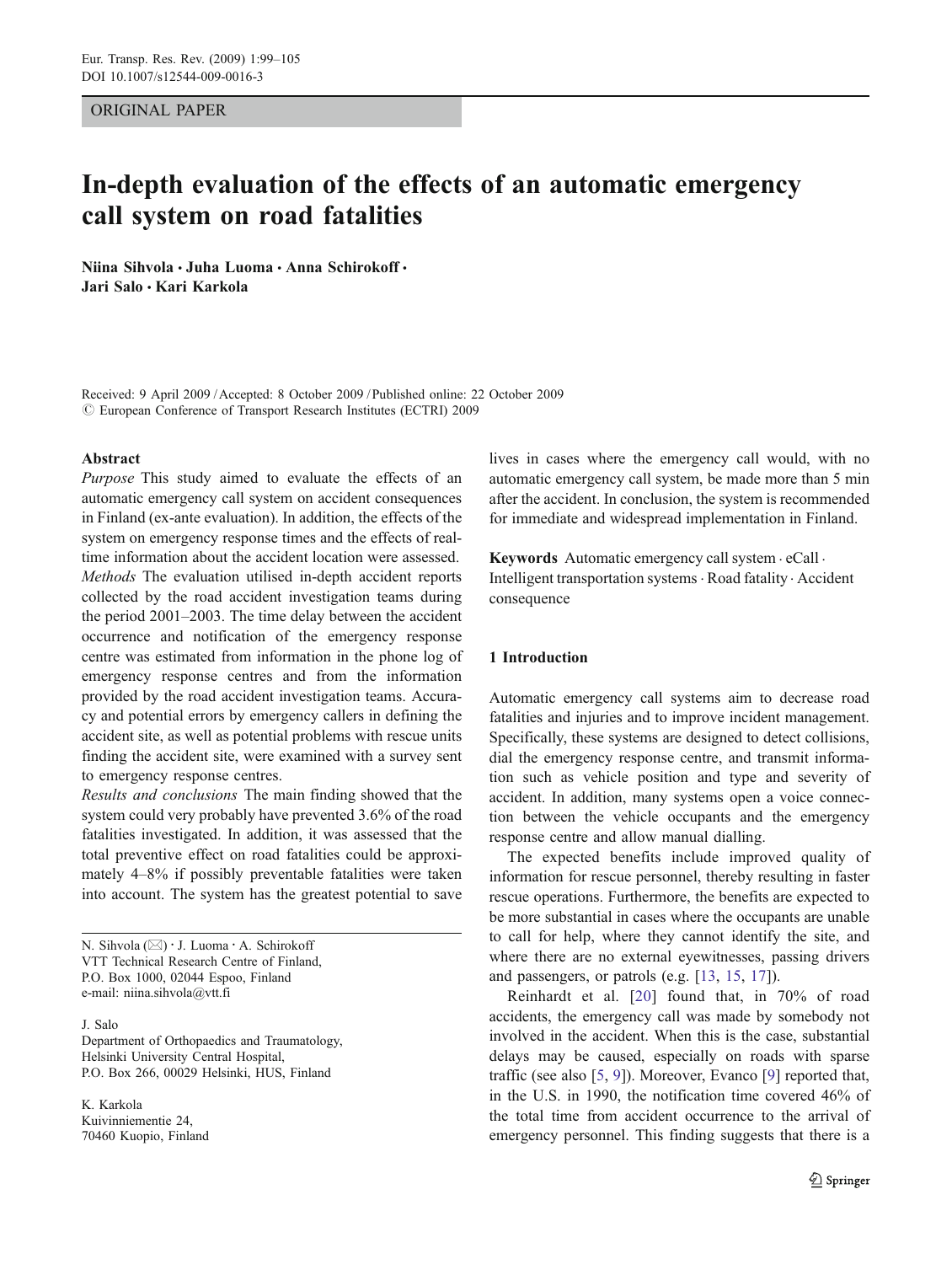ORIGINAL PAPER

# In-depth evaluation of the effects of an automatic emergency call system on road fatalities

**Niina Sihvola · Juha Luoma · Anna Schirokoff · Jari Salo · Kari Karkola**

Received: 9 April 2009 / Accepted: 8 October 2009 / Published online: 22 October 2009
© European Conference of Transport Research Institutes (ECTRI) 2009

**Abstract**

*Purpose* This study aimed to evaluate the effects of an automatic emergency call system on accident consequences in Finland (ex-ante evaluation). In addition, the effects of the system on emergency response times and the effects of real-time information about the accident location were assessed.

*Methods* The evaluation utilised in-depth accident reports collected by the road accident investigation teams during the period 2001–2003. The time delay between the accident occurrence and notification of the emergency response centre was estimated from information in the phone log of emergency response centres and from the information provided by the road accident investigation teams. Accuracy and potential errors by emergency callers in defining the accident site, as well as potential problems with rescue units finding the accident site, were examined with a survey sent to emergency response centres.

*Results and conclusions* The main finding showed that the system could very probably have prevented 3.6% of the road fatalities investigated. In addition, it was assessed that the total preventive effect on road fatalities could be approximately 4–8% if possibly preventable fatalities were taken into account. The system has the greatest potential to save lives in cases where the emergency call would, with no automatic emergency call system, be made more than 5 min after the accident. In conclusion, the system is recommended for immediate and widespread implementation in Finland.

**Keywords** Automatic emergency call system · eCall · Intelligent transportation systems · Road fatality · Accident consequence

N. Sihvola (✉) · J. Luoma · A. Schirokoff
VTT Technical Research Centre of Finland,
P.O. Box 1000, 02044 Espoo, Finland
e-mail: niina.sihvola@vtt.fi

J. Salo
Department of Orthopaedics and Traumatology,
Helsinki University Central Hospital,
P.O. Box 266, 00029 Helsinki, HUS, Finland

K. Karkola
Kuivinniementie 24,
70460 Kuopio, Finland

## 1 Introduction

Automatic emergency call systems aim to decrease road fatalities and injuries and to improve incident management. Specifically, these systems are designed to detect collisions, dial the emergency response centre, and transmit information such as vehicle position and type and severity of accident. In addition, many systems open a voice connection between the vehicle occupants and the emergency response centre and allow manual dialling.

The expected benefits include improved quality of information for rescue personnel, thereby resulting in faster rescue operations. Furthermore, the benefits are expected to be more substantial in cases where the occupants are unable to call for help, where they cannot identify the site, and where there are no external eyewitnesses, passing drivers and passengers, or patrols (e.g. [13, 15, 17]).

Reinhardt et al. [20] found that, in 70% of road accidents, the emergency call was made by somebody not involved in the accident. When this is the case, substantial delays may be caused, especially on roads with sparse traffic (see also [5, 9]). Moreover, Evanco [9] reported that, in the U.S. in 1990, the notification time covered 46% of the total time from accident occurrence to the arrival of emergency personnel. This finding suggests that there is a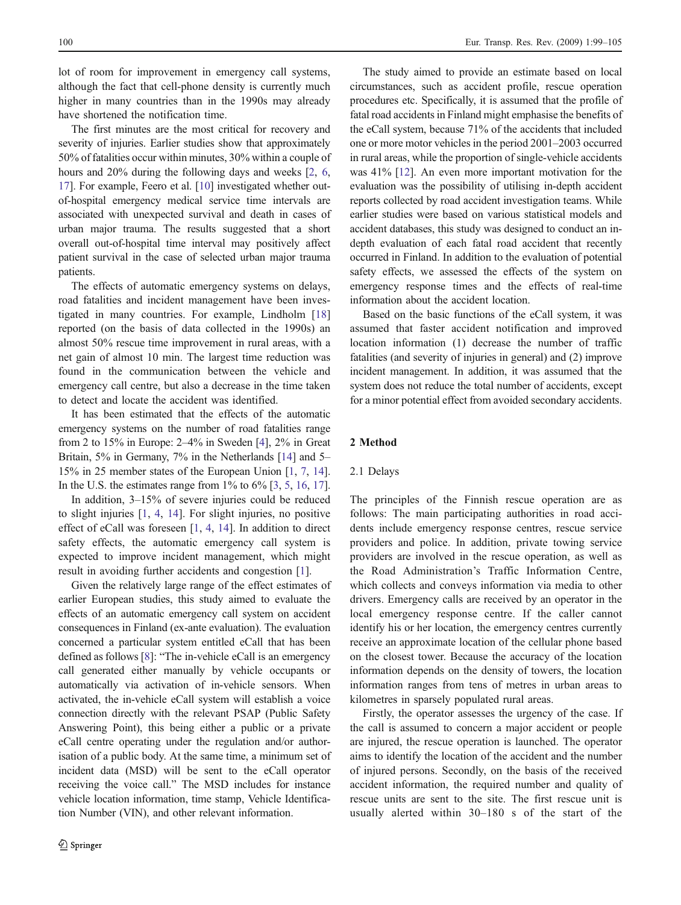lot of room for improvement in emergency call systems, although the fact that cell-phone density is currently much higher in many countries than in the 1990s may already have shortened the notification time.

The first minutes are the most critical for recovery and severity of injuries. Earlier studies show that approximately 50% of fatalities occur within minutes, 30% within a couple of hours and 20% during the following days and weeks [2, 6, 17]. For example, Feero et al. [10] investigated whether out-of-hospital emergency medical service time intervals are associated with unexpected survival and death in cases of urban major trauma. The results suggested that a short overall out-of-hospital time interval may positively affect patient survival in the case of selected urban major trauma patients.

The effects of automatic emergency systems on delays, road fatalities and incident management have been investigated in many countries. For example, Lindholm [18] reported (on the basis of data collected in the 1990s) an almost 50% rescue time improvement in rural areas, with a net gain of almost 10 min. The largest time reduction was found in the communication between the vehicle and emergency call centre, but also a decrease in the time taken to detect and locate the accident was identified.

It has been estimated that the effects of the automatic emergency systems on the number of road fatalities range from 2 to 15% in Europe: 2–4% in Sweden [4], 2% in Great Britain, 5% in Germany, 7% in the Netherlands [14] and 5–15% in 25 member states of the European Union [1, 7, 14]. In the U.S. the estimates range from 1% to 6% [3, 5, 16, 17].

In addition, 3–15% of severe injuries could be reduced to slight injuries [1, 4, 14]. For slight injuries, no positive effect of eCall was foreseen [1, 4, 14]. In addition to direct safety effects, the automatic emergency call system is expected to improve incident management, which might result in avoiding further accidents and congestion [1].

Given the relatively large range of the effect estimates of earlier European studies, this study aimed to evaluate the effects of an automatic emergency call system on accident consequences in Finland (ex-ante evaluation). The evaluation concerned a particular system entitled eCall that has been defined as follows [8]: "The in-vehicle eCall is an emergency call generated either manually by vehicle occupants or automatically via activation of in-vehicle sensors. When activated, the in-vehicle eCall system will establish a voice connection directly with the relevant PSAP (Public Safety Answering Point), this being either a public or a private eCall centre operating under the regulation and/or authorisation of a public body. At the same time, a minimum set of incident data (MSD) will be sent to the eCall operator receiving the voice call." The MSD includes for instance vehicle location information, time stamp, Vehicle Identification Number (VIN), and other relevant information.

The study aimed to provide an estimate based on local circumstances, such as accident profile, rescue operation procedures etc. Specifically, it is assumed that the profile of fatal road accidents in Finland might emphasise the benefits of the eCall system, because 71% of the accidents that included one or more motor vehicles in the period 2001–2003 occurred in rural areas, while the proportion of single-vehicle accidents was 41% [12]. An even more important motivation for the evaluation was the possibility of utilising in-depth accident reports collected by road accident investigation teams. While earlier studies were based on various statistical models and accident databases, this study was designed to conduct an in-depth evaluation of each fatal road accident that recently occurred in Finland. In addition to the evaluation of potential safety effects, we assessed the effects of the system on emergency response times and the effects of real-time information about the accident location.

Based on the basic functions of the eCall system, it was assumed that faster accident notification and improved location information (1) decrease the number of traffic fatalities (and severity of injuries in general) and (2) improve incident management. In addition, it was assumed that the system does not reduce the total number of accidents, except for a minor potential effect from avoided secondary accidents.

## 2 Method

### 2.1 Delays

The principles of the Finnish rescue operation are as follows: The main participating authorities in road accidents include emergency response centres, rescue service providers and police. In addition, private towing service providers are involved in the rescue operation, as well as the Road Administration's Traffic Information Centre, which collects and conveys information via media to other drivers. Emergency calls are received by an operator in the local emergency response centre. If the caller cannot identify his or her location, the emergency centres currently receive an approximate location of the cellular phone based on the closest tower. Because the accuracy of the location information depends on the density of towers, the location information ranges from tens of metres in urban areas to kilometres in sparsely populated rural areas.

Firstly, the operator assesses the urgency of the case. If the call is assumed to concern a major accident or people are injured, the rescue operation is launched. The operator aims to identify the location of the accident and the number of injured persons. Secondly, on the basis of the received accident information, the required number and quality of rescue units are sent to the site. The first rescue unit is usually alerted within 30–180 s of the start of the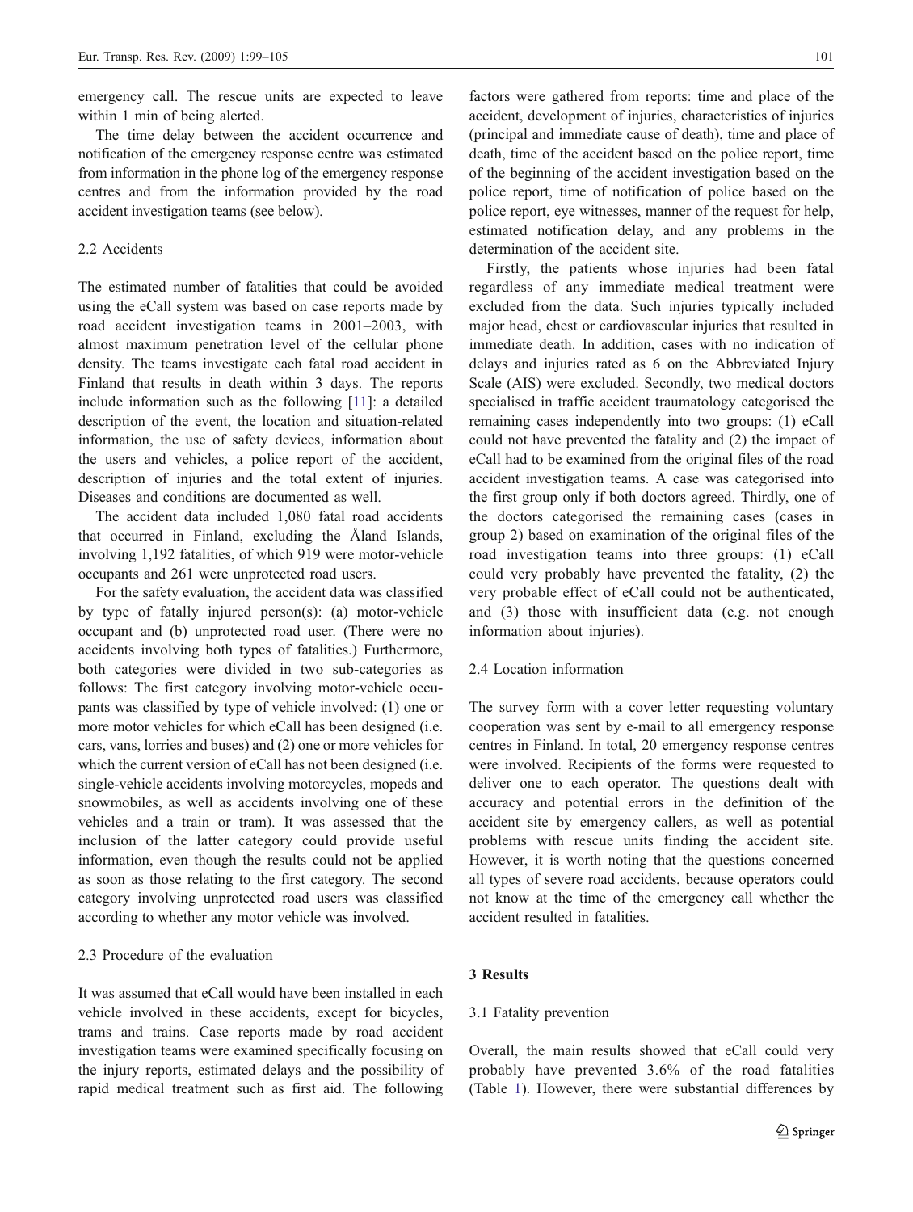emergency call. The rescue units are expected to leave within 1 min of being alerted.

The time delay between the accident occurrence and notification of the emergency response centre was estimated from information in the phone log of the emergency response centres and from the information provided by the road accident investigation teams (see below).

### 2.2 Accidents

The estimated number of fatalities that could be avoided using the eCall system was based on case reports made by road accident investigation teams in 2001–2003, with almost maximum penetration level of the cellular phone density. The teams investigate each fatal road accident in Finland that results in death within 3 days. The reports include information such as the following [11]: a detailed description of the event, the location and situation-related information, the use of safety devices, information about the users and vehicles, a police report of the accident, description of injuries and the total extent of injuries. Diseases and conditions are documented as well.

The accident data included 1,080 fatal road accidents that occurred in Finland, excluding the Åland Islands, involving 1,192 fatalities, of which 919 were motor-vehicle occupants and 261 were unprotected road users.

For the safety evaluation, the accident data was classified by type of fatally injured person(s): (a) motor-vehicle occupant and (b) unprotected road user. (There were no accidents involving both types of fatalities.) Furthermore, both categories were divided in two sub-categories as follows: The first category involving motor-vehicle occupants was classified by type of vehicle involved: (1) one or more motor vehicles for which eCall has been designed (i.e. cars, vans, lorries and buses) and (2) one or more vehicles for which the current version of eCall has not been designed (i.e. single-vehicle accidents involving motorcycles, mopeds and snowmobiles, as well as accidents involving one of these vehicles and a train or tram). It was assessed that the inclusion of the latter category could provide useful information, even though the results could not be applied as soon as those relating to the first category. The second category involving unprotected road users was classified according to whether any motor vehicle was involved.

### 2.3 Procedure of the evaluation

It was assumed that eCall would have been installed in each vehicle involved in these accidents, except for bicycles, trams and trains. Case reports made by road accident investigation teams were examined specifically focusing on the injury reports, estimated delays and the possibility of rapid medical treatment such as first aid. The following factors were gathered from reports: time and place of the accident, development of injuries, characteristics of injuries (principal and immediate cause of death), time and place of death, time of the accident based on the police report, time of the beginning of the accident investigation based on the police report, time of notification of police based on the police report, eye witnesses, manner of the request for help, estimated notification delay, and any problems in the determination of the accident site.

Firstly, the patients whose injuries had been fatal regardless of any immediate medical treatment were excluded from the data. Such injuries typically included major head, chest or cardiovascular injuries that resulted in immediate death. In addition, cases with no indication of delays and injuries rated as 6 on the Abbreviated Injury Scale (AIS) were excluded. Secondly, two medical doctors specialised in traffic accident traumatology categorised the remaining cases independently into two groups: (1) eCall could not have prevented the fatality and (2) the impact of eCall had to be examined from the original files of the road accident investigation teams. A case was categorised into the first group only if both doctors agreed. Thirdly, one of the doctors categorised the remaining cases (cases in group 2) based on examination of the original files of the road investigation teams into three groups: (1) eCall could very probably have prevented the fatality, (2) the very probable effect of eCall could not be authenticated, and (3) those with insufficient data (e.g. not enough information about injuries).

### 2.4 Location information

The survey form with a cover letter requesting voluntary cooperation was sent by e-mail to all emergency response centres in Finland. In total, 20 emergency response centres were involved. Recipients of the forms were requested to deliver one to each operator. The questions dealt with accuracy and potential errors in the definition of the accident site by emergency callers, as well as potential problems with rescue units finding the accident site. However, it is worth noting that the questions concerned all types of severe road accidents, because operators could not know at the time of the emergency call whether the accident resulted in fatalities.

## 3 Results

### 3.1 Fatality prevention

Overall, the main results showed that eCall could very probably have prevented 3.6% of the road fatalities (Table 1). However, there were substantial differences by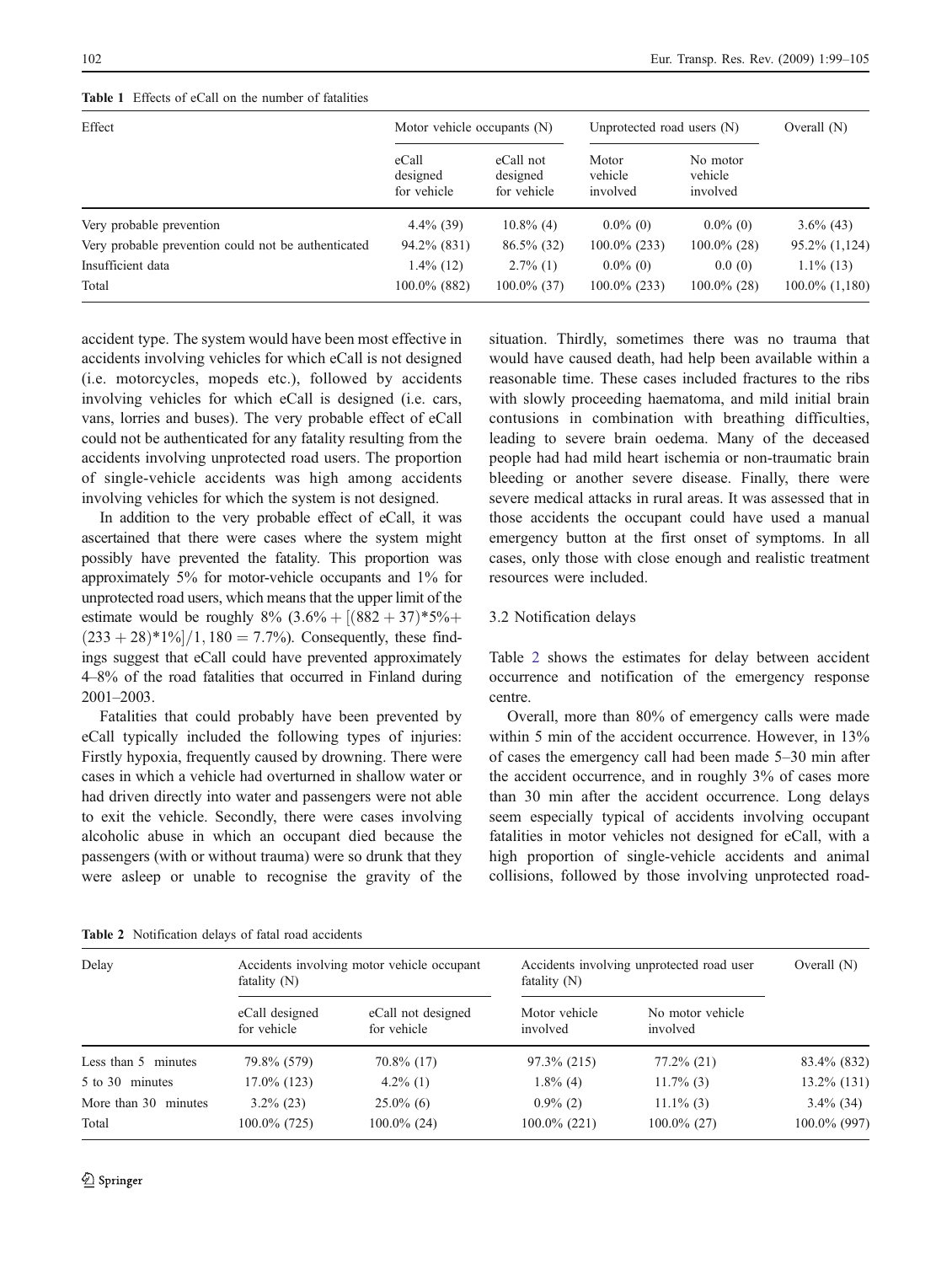Table 1 Effects of eCall on the number of fatalities

| Effect | Motor vehicle occupants (N) | | Unprotected road users (N) | | Overall (N) |
|---|---|---|---|---|---|
| | eCall designed for vehicle | eCall not designed for vehicle | Motor vehicle involved | No motor vehicle involved | |
| Very probable prevention | 4.4% (39) | 10.8% (4) | 0.0% (0) | 0.0% (0) | 3.6% (43) |
| Very probable prevention could not be authenticated | 94.2% (831) | 86.5% (32) | 100.0% (233) | 100.0% (28) | 95.2% (1,124) |
| Insufficient data | 1.4% (12) | 2.7% (1) | 0.0% (0) | 0.0 (0) | 1.1% (13) |
| Total | 100.0% (882) | 100.0% (37) | 100.0% (233) | 100.0% (28) | 100.0% (1,180) |

accident type. The system would have been most effective in accidents involving vehicles for which eCall is not designed (i.e. motorcycles, mopeds etc.), followed by accidents involving vehicles for which eCall is designed (i.e. cars, vans, lorries and buses). The very probable effect of eCall could not be authenticated for any fatality resulting from the accidents involving unprotected road users. The proportion of single-vehicle accidents was high among accidents involving vehicles for which the system is not designed.

In addition to the very probable effect of eCall, it was ascertained that there were cases where the system might possibly have prevented the fatality. This proportion was approximately 5% for motor-vehicle occupants and 1% for unprotected road users, which means that the upper limit of the estimate would be roughly 8% $(3.6\% + [(882 + 37)*5\% + (233 + 28)*1\%]/1,180 = 7.7\%)$. Consequently, these findings suggest that eCall could have prevented approximately 4–8% of the road fatalities that occurred in Finland during 2001–2003.

Fatalities that could probably have been prevented by eCall typically included the following types of injuries: Firstly hypoxia, frequently caused by drowning. There were cases in which a vehicle had overturned in shallow water or had driven directly into water and passengers were not able to exit the vehicle. Secondly, there were cases involving alcoholic abuse in which an occupant died because the passengers (with or without trauma) were so drunk that they were asleep or unable to recognise the gravity of the situation. Thirdly, sometimes there was no trauma that would have caused death, had help been available within a reasonable time. These cases included fractures to the ribs with slowly proceeding haematoma, and mild initial brain contusions in combination with breathing difficulties, leading to severe brain oedema. Many of the deceased people had had mild heart ischemia or non-traumatic brain bleeding or another severe disease. Finally, there were severe medical attacks in rural areas. It was assessed that in those accidents the occupant could have used a manual emergency button at the first onset of symptoms. In all cases, only those with close enough and realistic treatment resources were included.

### 3.2 Notification delays

Table 2 shows the estimates for delay between accident occurrence and notification of the emergency response centre.

Overall, more than 80% of emergency calls were made within 5 min of the accident occurrence. However, in 13% of cases the emergency call had been made 5–30 min after the accident occurrence, and in roughly 3% of cases more than 30 min after the accident occurrence. Long delays seem especially typical of accidents involving occupant fatalities in motor vehicles not designed for eCall, with a high proportion of single-vehicle accidents and animal collisions, followed by those involving unprotected road-

Table 2 Notification delays of fatal road accidents

| Delay | Accidents involving motor vehicle occupant fatality (N) | | Accidents involving unprotected road user fatality (N) | | Overall (N) |
|---|---|---|---|---|---|
| | eCall designed for vehicle | eCall not designed for vehicle | Motor vehicle involved | No motor vehicle involved | |
| Less than 5 minutes | 79.8% (579) | 70.8% (17) | 97.3% (215) | 77.2% (21) | 83.4% (832) |
| 5 to 30 minutes | 17.0% (123) | 4.2% (1) | 1.8% (4) | 11.7% (3) | 13.2% (131) |
| More than 30 minutes | 3.2% (23) | 25.0% (6) | 0.9% (2) | 11.1% (3) | 3.4% (34) |
| Total | 100.0% (725) | 100.0% (24) | 100.0% (221) | 100.0% (27) | 100.0% (997) |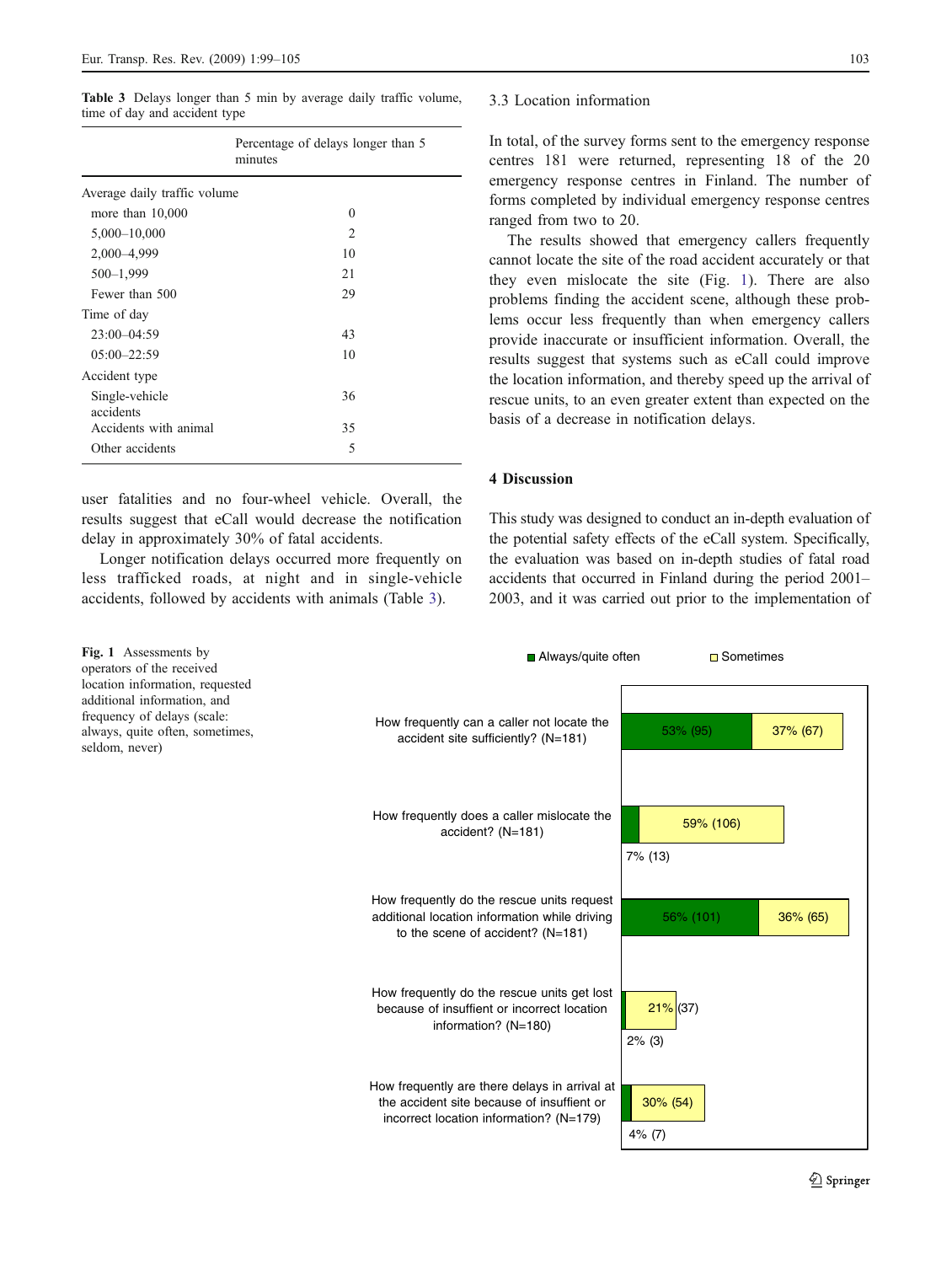Table 3 Delays longer than 5 min by average daily traffic volume, time of day and accident type

| | Percentage of delays longer than 5 minutes |
|---|---|
| Average daily traffic volume | |
| more than 10,000 | 0 |
| 5,000–10,000 | 2 |
| 2,000–4,999 | 10 |
| 500–1,999 | 21 |
| Fewer than 500 | 29 |
| Time of day | |
| 23:00–04:59 | 43 |
| 05:00–22:59 | 10 |
| Accident type | |
| Single-vehicle accidents | 36 |
| Accidents with animal | 35 |
| Other accidents | 5 |

user fatalities and no four-wheel vehicle. Overall, the results suggest that eCall would decrease the notification delay in approximately 30% of fatal accidents.

Longer notification delays occurred more frequently on less trafficked roads, at night and in single-vehicle accidents, followed by accidents with animals (Table 3).

## 3.3 Location information

In total, of the survey forms sent to the emergency response centres 181 were returned, representing 18 of the 20 emergency response centres in Finland. The number of forms completed by individual emergency response centres ranged from two to 20.

The results showed that emergency callers frequently cannot locate the site of the road accident accurately or that they even mislocate the site (Fig. 1). There are also problems finding the accident scene, although these problems occur less frequently than when emergency callers provide inaccurate or insufficient information. Overall, the results suggest that systems such as eCall could improve the location information, and thereby speed up the arrival of rescue units, to an even greater extent than expected on the basis of a decrease in notification delays.

## 4 Discussion

This study was designed to conduct an in-depth evaluation of the potential safety effects of the eCall system. Specifically, the evaluation was based on in-depth studies of fatal road accidents that occurred in Finland during the period 2001–2003, and it was carried out prior to the implementation of

| | Always/quite often | Sometimes |
|---|---|---|
| How frequently can a caller not locate the accident site sufficiently? (N=181) | 53% (95) | 37% (67) |
| How frequently does a caller mislocate the accident? (N=181) | 7% (13) | 59% (106) |
| How frequently do the rescue units request additional location information while driving to the scene of accident? (N=181) | 56% (101) | 36% (65) |
| How frequently do the rescue units get lost because of insuffient or incorrect location information? (N=180) | 2% (3) | 21% (37) |
| How frequently are there delays in arrival at the accident site because of insuffient or incorrect location information? (N=179) | 4% (7) | 30% (54) |

Fig. 1 Assessments by operators of the received location information, requested additional information, and frequency of delays (scale: always, quite often, sometimes, seldom, never)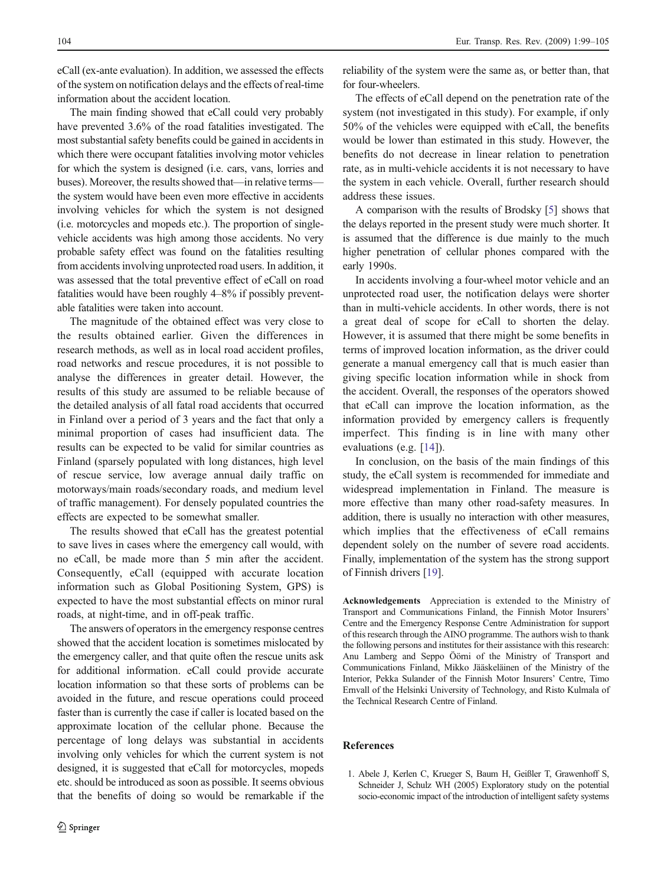eCall (ex-ante evaluation). In addition, we assessed the effects of the system on notification delays and the effects of real-time information about the accident location.

The main finding showed that eCall could very probably have prevented 3.6% of the road fatalities investigated. The most substantial safety benefits could be gained in accidents in which there were occupant fatalities involving motor vehicles for which the system is designed (i.e. cars, vans, lorries and buses). Moreover, the results showed that—in relative terms—the system would have been even more effective in accidents involving vehicles for which the system is not designed (i.e. motorcycles and mopeds etc.). The proportion of single-vehicle accidents was high among those accidents. No very probable safety effect was found on the fatalities resulting from accidents involving unprotected road users. In addition, it was assessed that the total preventive effect of eCall on road fatalities would have been roughly 4–8% if possibly preventable fatalities were taken into account.

The magnitude of the obtained effect was very close to the results obtained earlier. Given the differences in research methods, as well as in local road accident profiles, road networks and rescue procedures, it is not possible to analyse the differences in greater detail. However, the results of this study are assumed to be reliable because of the detailed analysis of all fatal road accidents that occurred in Finland over a period of 3 years and the fact that only a minimal proportion of cases had insufficient data. The results can be expected to be valid for similar countries as Finland (sparsely populated with long distances, high level of rescue service, low average annual daily traffic on motorways/main roads/secondary roads, and medium level of traffic management). For densely populated countries the effects are expected to be somewhat smaller.

The results showed that eCall has the greatest potential to save lives in cases where the emergency call would, with no eCall, be made more than 5 min after the accident. Consequently, eCall (equipped with accurate location information such as Global Positioning System, GPS) is expected to have the most substantial effects on minor rural roads, at night-time, and in off-peak traffic.

The answers of operators in the emergency response centres showed that the accident location is sometimes mislocated by the emergency caller, and that quite often the rescue units ask for additional information. eCall could provide accurate location information so that these sorts of problems can be avoided in the future, and rescue operations could proceed faster than is currently the case if caller is located based on the approximate location of the cellular phone. Because the percentage of long delays was substantial in accidents involving only vehicles for which the current system is not designed, it is suggested that eCall for motorcycles, mopeds etc. should be introduced as soon as possible. It seems obvious that the benefits of doing so would be remarkable if the reliability of the system were the same as, or better than, that for four-wheelers.

The effects of eCall depend on the penetration rate of the system (not investigated in this study). For example, if only 50% of the vehicles were equipped with eCall, the benefits would be lower than estimated in this study. However, the benefits do not decrease in linear relation to penetration rate, as in multi-vehicle accidents it is not necessary to have the system in each vehicle. Overall, further research should address these issues.

A comparison with the results of Brodsky [5] shows that the delays reported in the present study were much shorter. It is assumed that the difference is due mainly to the much higher penetration of cellular phones compared with the early 1990s.

In accidents involving a four-wheel motor vehicle and an unprotected road user, the notification delays were shorter than in multi-vehicle accidents. In other words, there is not a great deal of scope for eCall to shorten the delay. However, it is assumed that there might be some benefits in terms of improved location information, as the driver could generate a manual emergency call that is much easier than giving specific location information while in shock from the accident. Overall, the responses of the operators showed that eCall can improve the location information, as the information provided by emergency callers is frequently imperfect. This finding is in line with many other evaluations (e.g. [14]).

In conclusion, on the basis of the main findings of this study, the eCall system is recommended for immediate and widespread implementation in Finland. The measure is more effective than many other road-safety measures. In addition, there is usually no interaction with other measures, which implies that the effectiveness of eCall remains dependent solely on the number of severe road accidents. Finally, implementation of the system has the strong support of Finnish drivers [19].

**Acknowledgements** Appreciation is extended to the Ministry of Transport and Communications Finland, the Finnish Motor Insurers' Centre and the Emergency Response Centre Administration for support of this research through the AINO programme. The authors wish to thank the following persons and institutes for their assistance with this research: Anu Lamberg and Seppo Öörni of the Ministry of Transport and Communications Finland, Mikko Jääskeläinen of the Ministry of the Interior, Pekka Sulander of the Finnish Motor Insurers' Centre, Timo Ernvall of the Helsinki University of Technology, and Risto Kulmala of the Technical Research Centre of Finland.

## References

1. Abele J, Kerlen C, Krueger S, Baum H, Geißler T, Grawenhoff S, Schneider J, Schulz WH (2005) Exploratory study on the potential socio-economic impact of the introduction of intelligent safety systems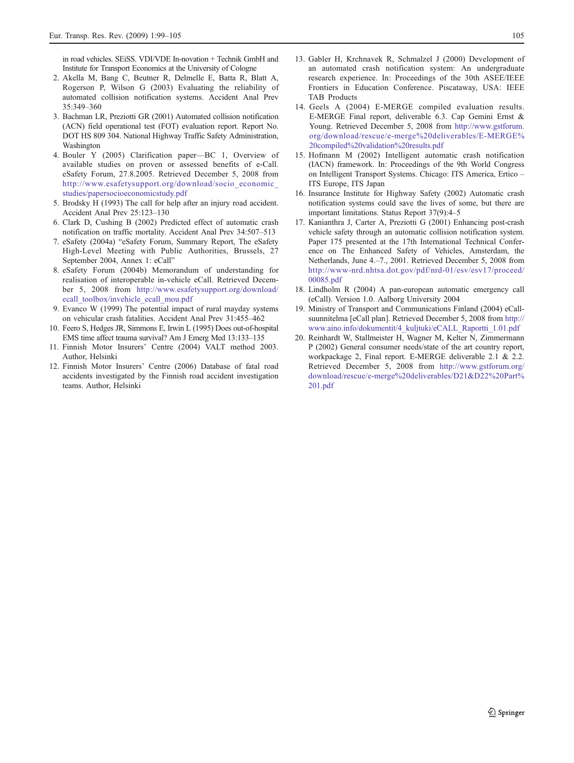in road vehicles. SEiSS. VDI/VDE In-novation + Technik GmbH and Institute for Transport Economics at the University of Cologne

2. Akella M, Bang C, Beutner R, Delmelle E, Batta R, Blatt A, Rogerson P, Wilson G (2003) Evaluating the reliability of automated collision notification systems. Accident Anal Prev 35:349–360
3. Bachman LR, Preziotti GR (2001) Automated collision notification (ACN) field operational test (FOT) evaluation report. Report No. DOT HS 809 304. National Highway Traffic Safety Administration, Washington
4. Bouler Y (2005) Clarification paper—BC 1, Overview of available studies on proven or assessed benefits of e-Call. eSafety Forum, 27.8.2005. Retrieved December 5, 2008 from http://www.esafetysupport.org/download/socio_economic_studies/papersocioeconomicstudy.pdf
5. Brodsky H (1993) The call for help after an injury road accident. Accident Anal Prev 25:123–130
6. Clark D, Cushing B (2002) Predicted effect of automatic crash notification on traffic mortality. Accident Anal Prev 34:507–513
7. eSafety (2004a) "eSafety Forum, Summary Report, The eSafety High-Level Meeting with Public Authorities, Brussels, 27 September 2004, Annex 1: eCall"
8. eSafety Forum (2004b) Memorandum of understanding for realisation of interoperable in-vehicle eCall. Retrieved December 5, 2008 from http://www.esafetysupport.org/download/ecall_toolbox/invehicle_ecall_mou.pdf
9. Evanco W (1999) The potential impact of rural mayday systems on vehicular crash fatalities. Accident Anal Prev 31:455–462
10. Feero S, Hedges JR, Simmons E, Irwin L (1995) Does out-of-hospital EMS time affect trauma survival? Am J Emerg Med 13:133–135
11. Finnish Motor Insurers' Centre (2004) VALT method 2003. Author, Helsinki
12. Finnish Motor Insurers' Centre (2006) Database of fatal road accidents investigated by the Finnish road accident investigation teams. Author, Helsinki
13. Gabler H, Krchnavek R, Schmalzel J (2000) Development of an automated crash notification system: An undergraduate research experience. In: Proceedings of the 30th ASEE/IEEE Frontiers in Education Conference. Piscataway, USA: IEEE TAB Products
14. Geels A (2004) E-MERGE compiled evaluation results. E-MERGE Final report, deliverable 6.3. Cap Gemini Ernst & Young. Retrieved December 5, 2008 from http://www.gstforum.org/download/rescue/e-merge%20deliverables/E-MERGE%20compiled%20validation%20results.pdf
15. Hofmann M (2002) Intelligent automatic crash notification (IACN) framework. In: Proceedings of the 9th World Congress on Intelligent Transport Systems. Chicago: ITS America, Ertico – ITS Europe, ITS Japan
16. Insurance Institute for Highway Safety (2002) Automatic crash notification systems could save the lives of some, but there are important limitations. Status Report 37(9):4–5
17. Kanianthra J, Carter A, Preziotti G (2001) Enhancing post-crash vehicle safety through an automatic collision notification system. Paper 175 presented at the 17th International Technical Conference on The Enhanced Safety of Vehicles, Amsterdam, the Netherlands, June 4.–7., 2001. Retrieved December 5, 2008 from http://www-nrd.nhtsa.dot.gov/pdf/nrd-01/esv/esv17/proceed/00085.pdf
18. Lindholm R (2004) A pan-european automatic emergency call (eCall). Version 1.0. Aalborg University 2004
19. Ministry of Transport and Communications Finland (2004) eCall-suunnitelma [eCall plan]. Retrieved December 5, 2008 from http://www.aino.info/dokumentit/4_kuljtuki/eCALL_Raportti_1.01.pdf
20. Reinhardt W, Stallmeister H, Wagner M, Kelter N, Zimmermann P (2002) General consumer needs/state of the art country report, workpackage 2, Final report. E-MERGE deliverable 2.1 & 2.2. Retrieved December 5, 2008 from http://www.gstforum.org/download/rescue/e-merge%20deliverables/D21&D22%20Part%201.pdf